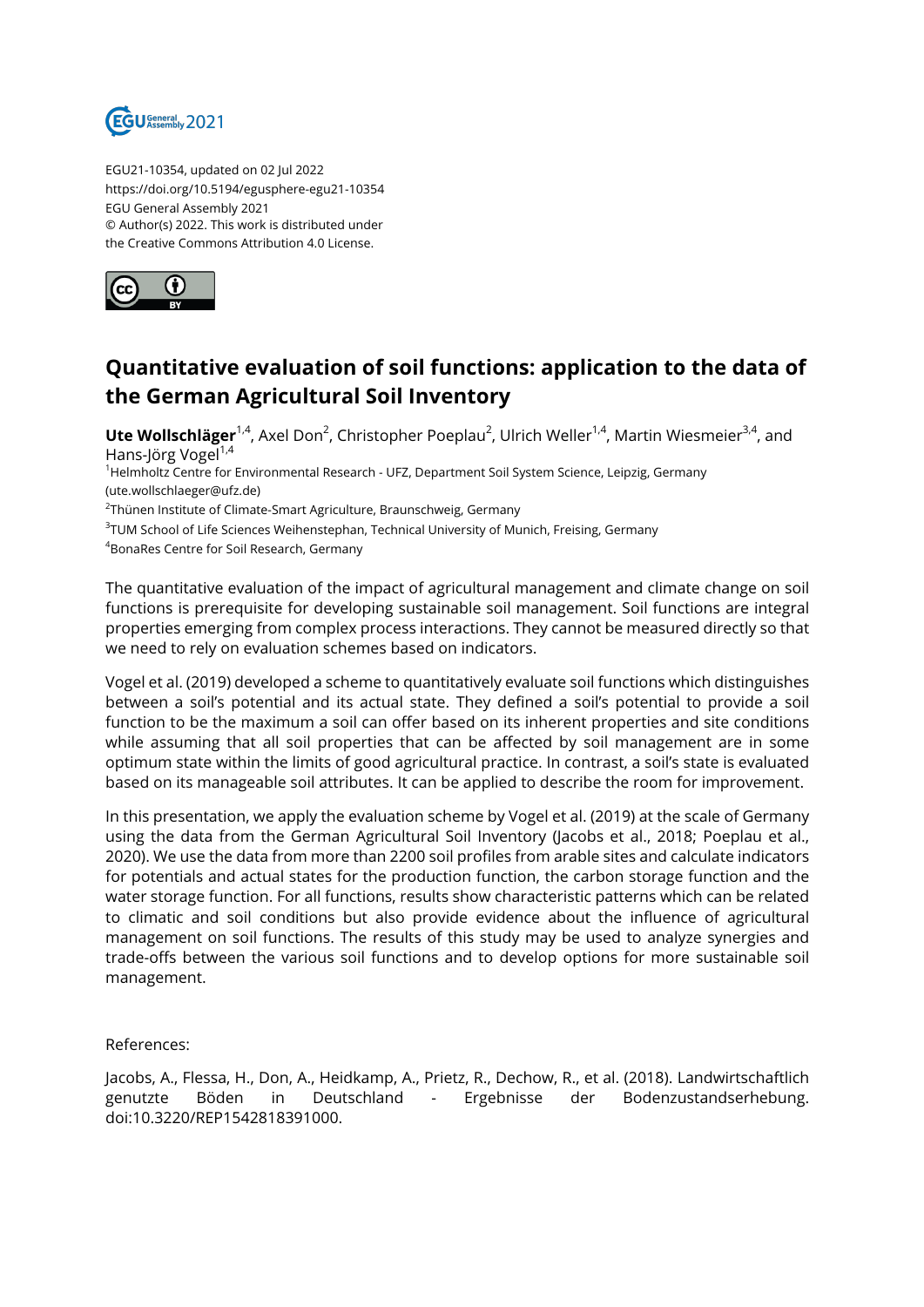EGU21-10354, updated on 02 Jul 2022
https://doi.org/10.5194/egusphere-egu21-10354
EGU General Assembly 2021
© Author(s) 2022. This work is distributed under
the Creative Commons Attribution 4.0 License.

# Quantitative evaluation of soil functions: application to the data of the German Agricultural Soil Inventory

**Ute Wollschläger**[1,4], Axel Don[2], Christopher Poeplau[2], Ulrich Weller[1,4], Martin Wiesmeier[3,4], and Hans-Jörg Vogel[1,4]

[1]Helmholtz Centre for Environmental Research - UFZ, Department Soil System Science, Leipzig, Germany (ute.wollschlaeger@ufz.de)
[2]Thünen Institute of Climate-Smart Agriculture, Braunschweig, Germany
[3]TUM School of Life Sciences Weihenstephan, Technical University of Munich, Freising, Germany
[4]BonaRes Centre for Soil Research, Germany

The quantitative evaluation of the impact of agricultural management and climate change on soil functions is prerequisite for developing sustainable soil management. Soil functions are integral properties emerging from complex process interactions. They cannot be measured directly so that we need to rely on evaluation schemes based on indicators.

Vogel et al. (2019) developed a scheme to quantitatively evaluate soil functions which distinguishes between a soil's potential and its actual state. They defined a soil's potential to provide a soil function to be the maximum a soil can offer based on its inherent properties and site conditions while assuming that all soil properties that can be affected by soil management are in some optimum state within the limits of good agricultural practice. In contrast, a soil's state is evaluated based on its manageable soil attributes. It can be applied to describe the room for improvement.

In this presentation, we apply the evaluation scheme by Vogel et al. (2019) at the scale of Germany using the data from the German Agricultural Soil Inventory (Jacobs et al., 2018; Poeplau et al., 2020). We use the data from more than 2200 soil profiles from arable sites and calculate indicators for potentials and actual states for the production function, the carbon storage function and the water storage function. For all functions, results show characteristic patterns which can be related to climatic and soil conditions but also provide evidence about the influence of agricultural management on soil functions. The results of this study may be used to analyze synergies and trade-offs between the various soil functions and to develop options for more sustainable soil management.

References:

Jacobs, A., Flessa, H., Don, A., Heidkamp, A., Prietz, R., Dechow, R., et al. (2018). Landwirtschaftlich genutzte Böden in Deutschland - Ergebnisse der Bodenzustandserhebung. doi:10.3220/REP1542818391000.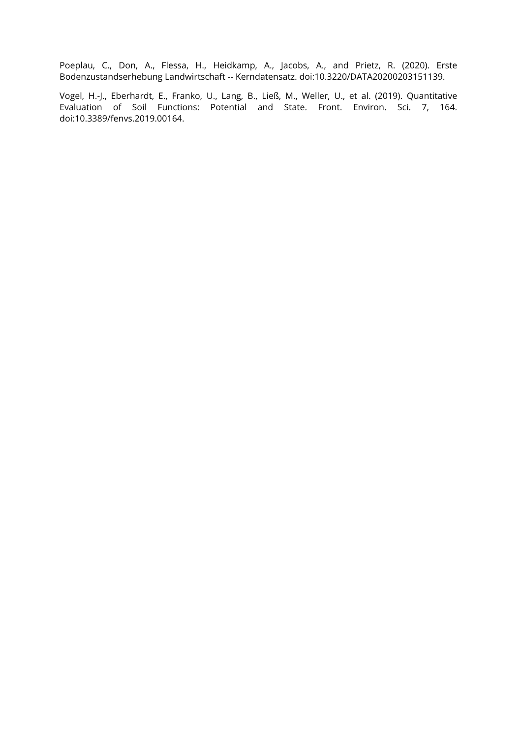Poeplau, C., Don, A., Flessa, H., Heidkamp, A., Jacobs, A., and Prietz, R. (2020). Erste Bodenzustandserhebung Landwirtschaft -- Kerndatensatz. doi:10.3220/DATA20200203151139.

Vogel, H.-J., Eberhardt, E., Franko, U., Lang, B., Ließ, M., Weller, U., et al. (2019). Quantitative Evaluation of Soil Functions: Potential and State. Front. Environ. Sci. 7, 164. doi:10.3389/fenvs.2019.00164.